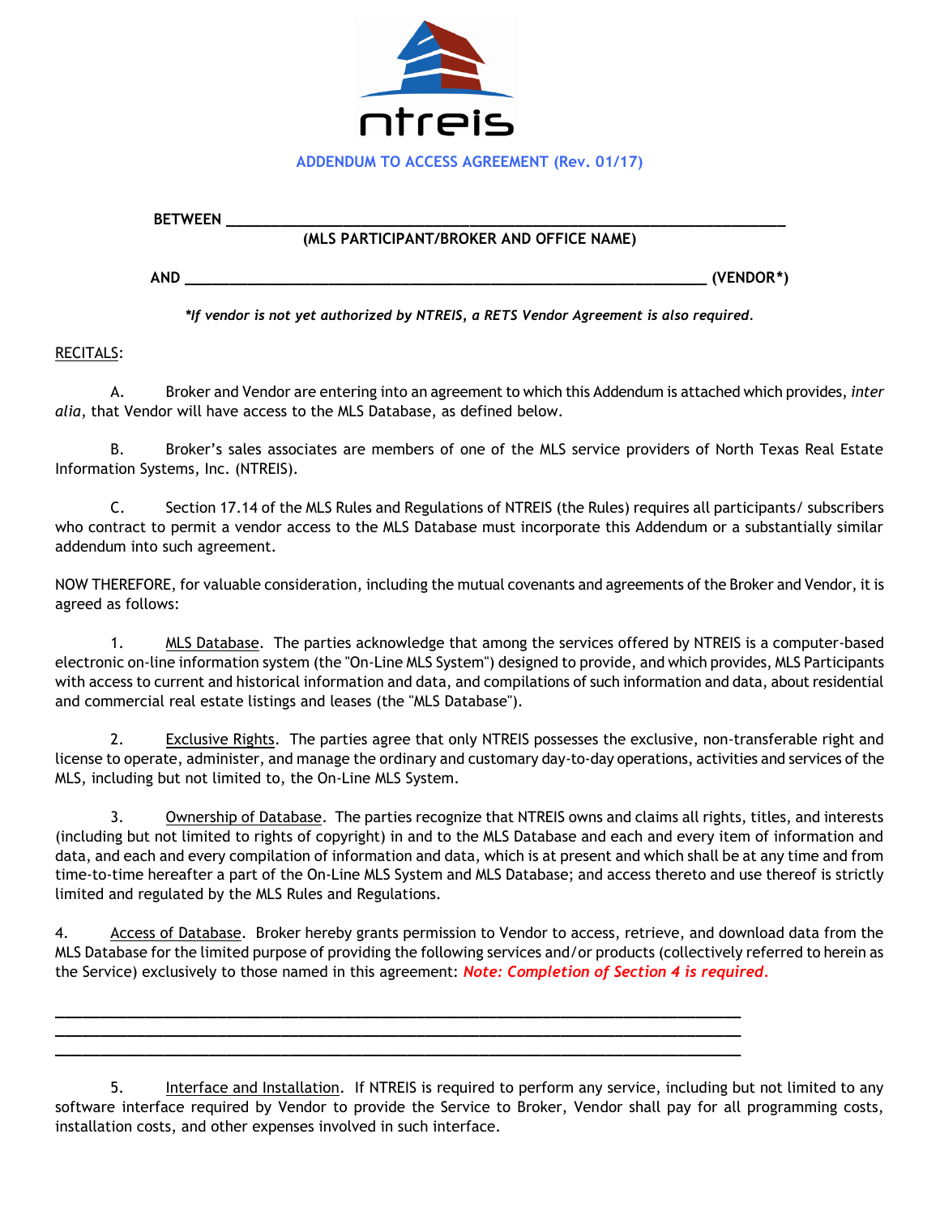ntreis

**ADDENDUM TO ACCESS AGREEMENT (Rev. 01/17)**

**BETWEEN** ______________________________________________________________________

**(MLS PARTICIPANT/BROKER AND OFFICE NAME)**

**AND** ___________________________________________________________ **(VENDOR*)**

***If vendor is not yet authorized by NTREIS, a RETS Vendor Agreement is also required.***

RECITALS:

A. Broker and Vendor are entering into an agreement to which this Addendum is attached which provides, *inter alia*, that Vendor will have access to the MLS Database, as defined below.

B. Broker's sales associates are members of one of the MLS service providers of North Texas Real Estate Information Systems, Inc. (NTREIS).

C. Section 17.14 of the MLS Rules and Regulations of NTREIS (the Rules) requires all participants/ subscribers who contract to permit a vendor access to the MLS Database must incorporate this Addendum or a substantially similar addendum into such agreement.

NOW THEREFORE, for valuable consideration, including the mutual covenants and agreements of the Broker and Vendor, it is agreed as follows:

1. MLS Database. The parties acknowledge that among the services offered by NTREIS is a computer-based electronic on-line information system (the "On-Line MLS System") designed to provide, and which provides, MLS Participants with access to current and historical information and data, and compilations of such information and data, about residential and commercial real estate listings and leases (the "MLS Database").

2. Exclusive Rights. The parties agree that only NTREIS possesses the exclusive, non-transferable right and license to operate, administer, and manage the ordinary and customary day-to-day operations, activities and services of the MLS, including but not limited to, the On-Line MLS System.

3. Ownership of Database. The parties recognize that NTREIS owns and claims all rights, titles, and interests (including but not limited to rights of copyright) in and to the MLS Database and each and every item of information and data, and each and every compilation of information and data, which is at present and which shall be at any time and from time-to-time hereafter a part of the On-Line MLS System and MLS Database; and access thereto and use thereof is strictly limited and regulated by the MLS Rules and Regulations.

4. Access of Database. Broker hereby grants permission to Vendor to access, retrieve, and download data from the MLS Database for the limited purpose of providing the following services and/or products (collectively referred to herein as the Service) exclusively to those named in this agreement: ***Note: Completion of Section 4 is required.***

______________________________________________________________________________

______________________________________________________________________________

______________________________________________________________________________

5. Interface and Installation. If NTREIS is required to perform any service, including but not limited to any software interface required by Vendor to provide the Service to Broker, Vendor shall pay for all programming costs, installation costs, and other expenses involved in such interface.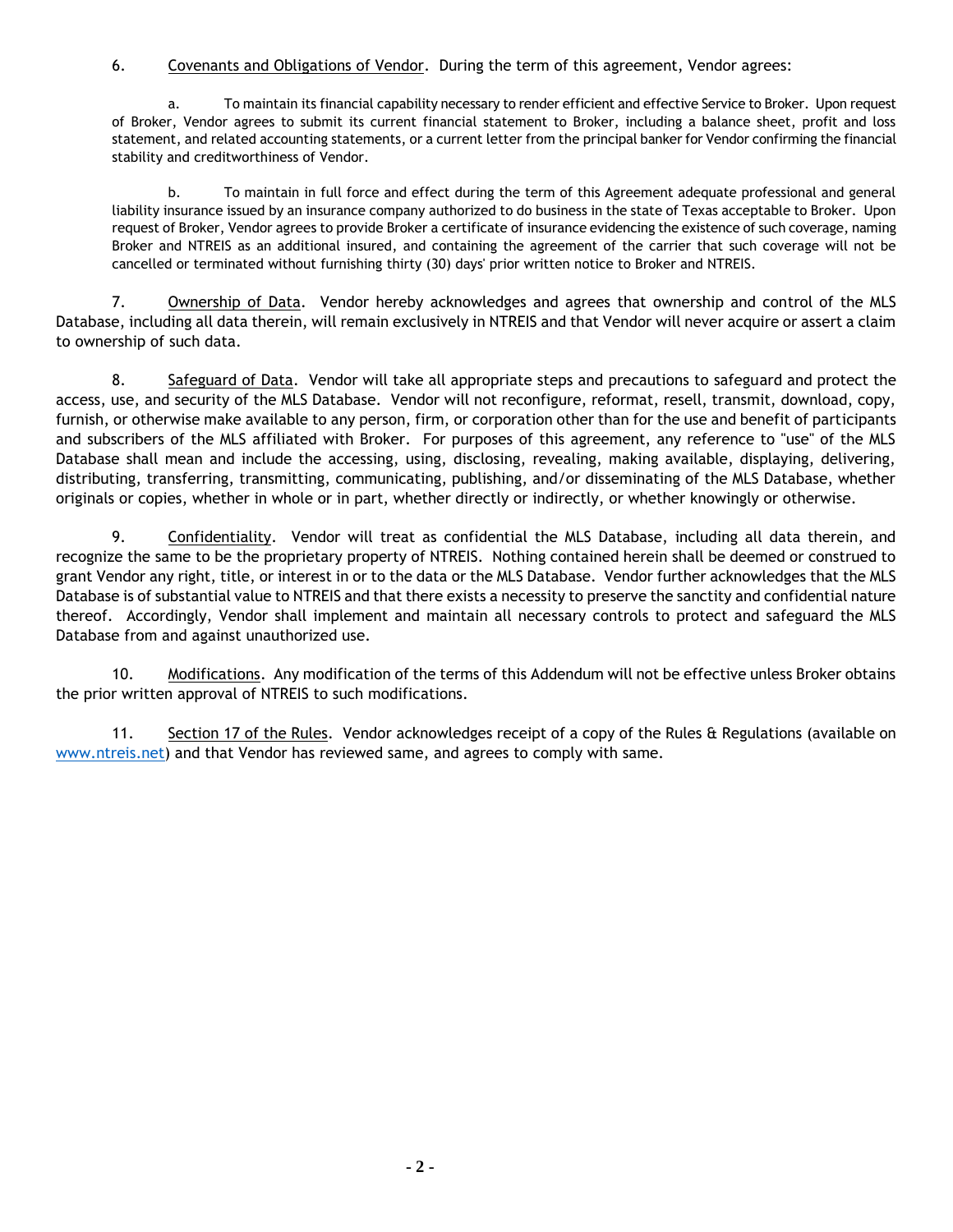6. <u>Covenants and Obligations of Vendor</u>. During the term of this agreement, Vendor agrees:

a. To maintain its financial capability necessary to render efficient and effective Service to Broker. Upon request of Broker, Vendor agrees to submit its current financial statement to Broker, including a balance sheet, profit and loss statement, and related accounting statements, or a current letter from the principal banker for Vendor confirming the financial stability and creditworthiness of Vendor.

b. To maintain in full force and effect during the term of this Agreement adequate professional and general liability insurance issued by an insurance company authorized to do business in the state of Texas acceptable to Broker. Upon request of Broker, Vendor agrees to provide Broker a certificate of insurance evidencing the existence of such coverage, naming Broker and NTREIS as an additional insured, and containing the agreement of the carrier that such coverage will not be cancelled or terminated without furnishing thirty (30) days' prior written notice to Broker and NTREIS.

7. <u>Ownership of Data</u>. Vendor hereby acknowledges and agrees that ownership and control of the MLS Database, including all data therein, will remain exclusively in NTREIS and that Vendor will never acquire or assert a claim to ownership of such data.

8. <u>Safeguard of Data</u>. Vendor will take all appropriate steps and precautions to safeguard and protect the access, use, and security of the MLS Database. Vendor will not reconfigure, reformat, resell, transmit, download, copy, furnish, or otherwise make available to any person, firm, or corporation other than for the use and benefit of participants and subscribers of the MLS affiliated with Broker. For purposes of this agreement, any reference to "use" of the MLS Database shall mean and include the accessing, using, disclosing, revealing, making available, displaying, delivering, distributing, transferring, transmitting, communicating, publishing, and/or disseminating of the MLS Database, whether originals or copies, whether in whole or in part, whether directly or indirectly, or whether knowingly or otherwise.

9. <u>Confidentiality</u>. Vendor will treat as confidential the MLS Database, including all data therein, and recognize the same to be the proprietary property of NTREIS. Nothing contained herein shall be deemed or construed to grant Vendor any right, title, or interest in or to the data or the MLS Database. Vendor further acknowledges that the MLS Database is of substantial value to NTREIS and that there exists a necessity to preserve the sanctity and confidential nature thereof. Accordingly, Vendor shall implement and maintain all necessary controls to protect and safeguard the MLS Database from and against unauthorized use.

10. <u>Modifications</u>. Any modification of the terms of this Addendum will not be effective unless Broker obtains the prior written approval of NTREIS to such modifications.

11. <u>Section 17 of the Rules</u>. Vendor acknowledges receipt of a copy of the Rules & Regulations (available on www.ntreis.net) and that Vendor has reviewed same, and agrees to comply with same.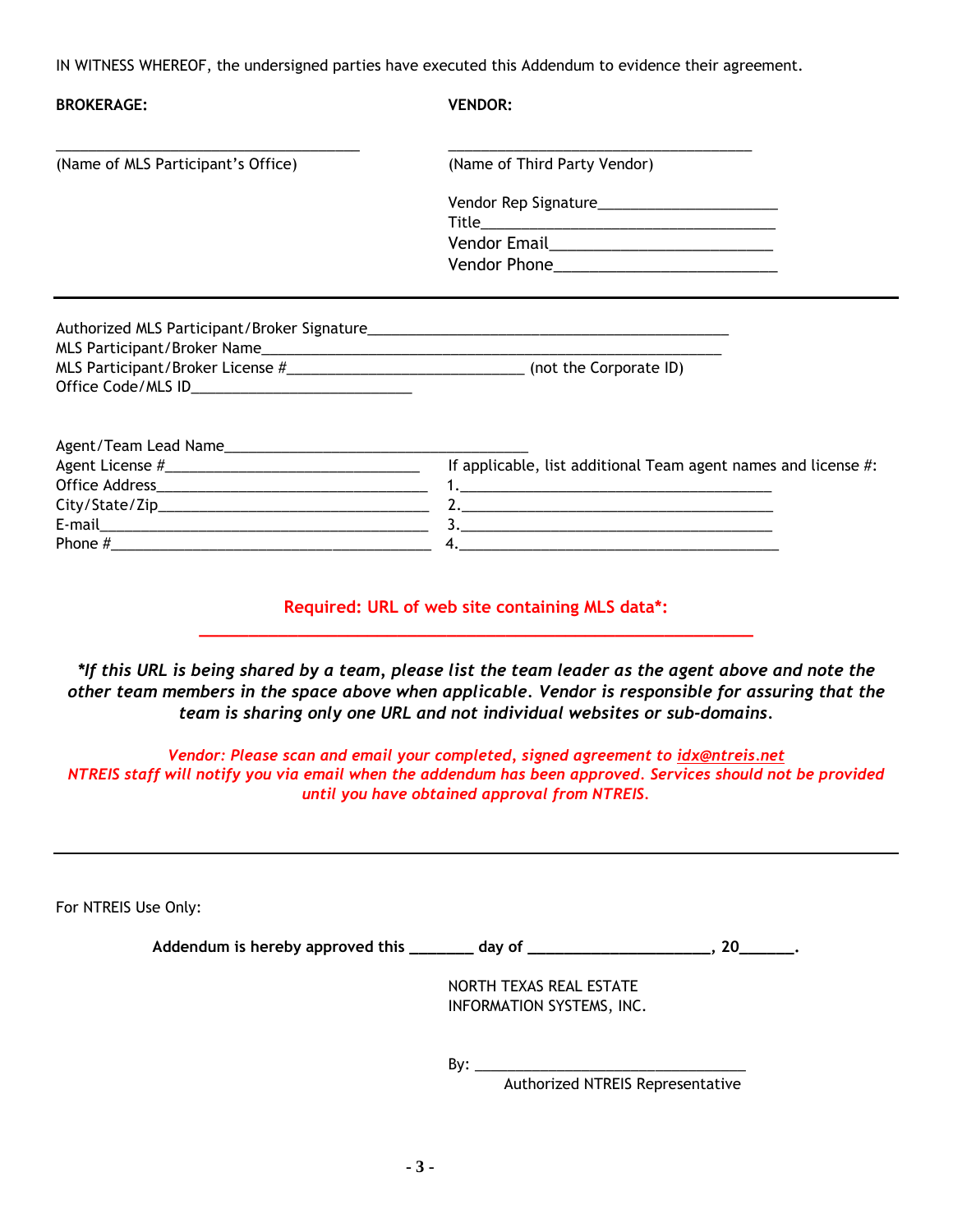IN WITNESS WHEREOF, the undersigned parties have executed this Addendum to evidence their agreement.

**BROKERAGE:**

\_\_\_\_\_\_\_\_\_\_\_\_\_\_\_\_\_\_\_\_\_\_\_\_\_\_\_\_\_\_\_\_\_\_\_\_\_\_
(Name of MLS Participant's Office)

**VENDOR:**

\_\_\_\_\_\_\_\_\_\_\_\_\_\_\_\_\_\_\_\_\_\_\_\_\_\_\_\_\_\_\_\_\_\_\_\_\_\_
(Name of Third Party Vendor)

Vendor Rep Signature\_\_\_\_\_\_\_\_\_\_\_\_\_\_\_\_\_\_\_\_\_\_
Title\_\_\_\_\_\_\_\_\_\_\_\_\_\_\_\_\_\_\_\_\_\_\_\_\_\_\_\_\_\_\_\_\_\_\_\_\_
Vendor Email\_\_\_\_\_\_\_\_\_\_\_\_\_\_\_\_\_\_\_\_\_\_\_\_\_\_\_
Vendor Phone\_\_\_\_\_\_\_\_\_\_\_\_\_\_\_\_\_\_\_\_\_\_\_\_\_\_\_

---

Authorized MLS Participant/Broker Signature\_\_\_\_\_\_\_\_\_\_\_\_\_\_\_\_\_\_\_\_\_\_\_\_\_\_\_\_\_\_\_\_\_\_\_\_\_\_\_\_\_\_\_\_\_
MLS Participant/Broker Name\_\_\_\_\_\_\_\_\_\_\_\_\_\_\_\_\_\_\_\_\_\_\_\_\_\_\_\_\_\_\_\_\_\_\_\_\_\_\_\_\_\_\_\_\_\_\_\_\_\_\_\_\_\_\_\_\_
MLS Participant/Broker License #\_\_\_\_\_\_\_\_\_\_\_\_\_\_\_\_\_\_\_\_\_\_\_\_\_\_\_\_\_\_ (not the Corporate ID)
Office Code/MLS ID\_\_\_\_\_\_\_\_\_\_\_\_\_\_\_\_\_\_\_\_\_\_\_\_\_\_\_\_

Agent/Team Lead Name\_\_\_\_\_\_\_\_\_\_\_\_\_\_\_\_\_\_\_\_\_\_\_\_\_\_\_\_\_\_\_\_\_\_\_\_\_\_
Agent License #\_\_\_\_\_\_\_\_\_\_\_\_\_\_\_\_\_\_\_\_\_\_\_\_\_\_\_\_\_\_\_\_\_
Office Address\_\_\_\_\_\_\_\_\_\_\_\_\_\_\_\_\_\_\_\_\_\_\_\_\_\_\_\_\_\_\_\_\_\_\_
City/State/Zip\_\_\_\_\_\_\_\_\_\_\_\_\_\_\_\_\_\_\_\_\_\_\_\_\_\_\_\_\_\_\_\_\_\_\_\_
E-mail\_\_\_\_\_\_\_\_\_\_\_\_\_\_\_\_\_\_\_\_\_\_\_\_\_\_\_\_\_\_\_\_\_\_\_\_\_\_\_\_\_
Phone #\_\_\_\_\_\_\_\_\_\_\_\_\_\_\_\_\_\_\_\_\_\_\_\_\_\_\_\_\_\_\_\_\_\_\_\_\_\_\_\_\_

If applicable, list additional Team agent names and license #:
1.\_\_\_\_\_\_\_\_\_\_\_\_\_\_\_\_\_\_\_\_\_\_\_\_\_\_\_\_\_\_\_\_\_\_\_\_\_\_\_
2.\_\_\_\_\_\_\_\_\_\_\_\_\_\_\_\_\_\_\_\_\_\_\_\_\_\_\_\_\_\_\_\_\_\_\_\_\_\_\_
3.\_\_\_\_\_\_\_\_\_\_\_\_\_\_\_\_\_\_\_\_\_\_\_\_\_\_\_\_\_\_\_\_\_\_\_\_\_\_\_
4.\_\_\_\_\_\_\_\_\_\_\_\_\_\_\_\_\_\_\_\_\_\_\_\_\_\_\_\_\_\_\_\_\_\_\_\_\_\_\_\_

**Required: URL of web site containing MLS data*:**
\_\_\_\_\_\_\_\_\_\_\_\_\_\_\_\_\_\_\_\_\_\_\_\_\_\_\_\_\_\_\_\_\_\_\_\_\_\_\_\_\_\_\_\_\_\_\_\_\_\_\_\_\_\_\_\_\_\_\_\_\_\_

***If this URL is being shared by a team, please list the team leader as the agent above and note the other team members in the space above when applicable. Vendor is responsible for assuring that the team is sharing only one URL and not individual websites or sub-domains.***

*Vendor: Please scan and email your completed, signed agreement to idx@ntreis.net*
*NTREIS staff will notify you via email when the addendum has been approved. Services should not be provided until you have obtained approval from NTREIS.*

---

For NTREIS Use Only:

**Addendum is hereby approved this \_\_\_\_\_\_\_\_ day of \_\_\_\_\_\_\_\_\_\_\_\_\_\_\_\_\_\_\_\_\_\_\_, 20\_\_\_\_\_\_\_.**

NORTH TEXAS REAL ESTATE
INFORMATION SYSTEMS, INC.

By: \_\_\_\_\_\_\_\_\_\_\_\_\_\_\_\_\_\_\_\_\_\_\_\_\_\_\_\_\_\_\_\_\_\_
Authorized NTREIS Representative